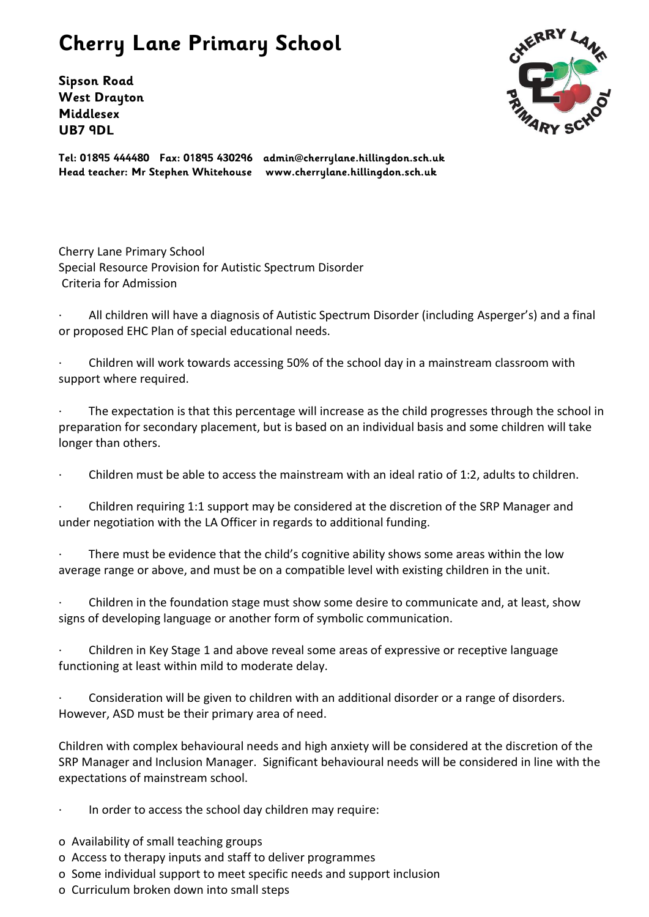# Cherry Lane Primary School

**Sipson Road**
**West Drayton**
**Middlesex**
**UB7 9DL**

**Tel: 01895 444480 Fax: 01895 430296 admin@cherrylane.hillingdon.sch.uk**
**Head teacher: Mr Stephen Whitehouse www.cherrylane.hillingdon.sch.uk**

Cherry Lane Primary School
Special Resource Provision for Autistic Spectrum Disorder
Criteria for Admission

- All children will have a diagnosis of Autistic Spectrum Disorder (including Asperger's) and a final or proposed EHC Plan of special educational needs.
- Children will work towards accessing 50% of the school day in a mainstream classroom with support where required.
- The expectation is that this percentage will increase as the child progresses through the school in preparation for secondary placement, but is based on an individual basis and some children will take longer than others.
- Children must be able to access the mainstream with an ideal ratio of 1:2, adults to children.
- Children requiring 1:1 support may be considered at the discretion of the SRP Manager and under negotiation with the LA Officer in regards to additional funding.
- There must be evidence that the child's cognitive ability shows some areas within the low average range or above, and must be on a compatible level with existing children in the unit.
- Children in the foundation stage must show some desire to communicate and, at least, show signs of developing language or another form of symbolic communication.
- Children in Key Stage 1 and above reveal some areas of expressive or receptive language functioning at least within mild to moderate delay.
- Consideration will be given to children with an additional disorder or a range of disorders. However, ASD must be their primary area of need.

Children with complex behavioural needs and high anxiety will be considered at the discretion of the SRP Manager and Inclusion Manager. Significant behavioural needs will be considered in line with the expectations of mainstream school.

- In order to access the school day children may require:

  - Availability of small teaching groups
  - Access to therapy inputs and staff to deliver programmes
  - Some individual support to meet specific needs and support inclusion
  - Curriculum broken down into small steps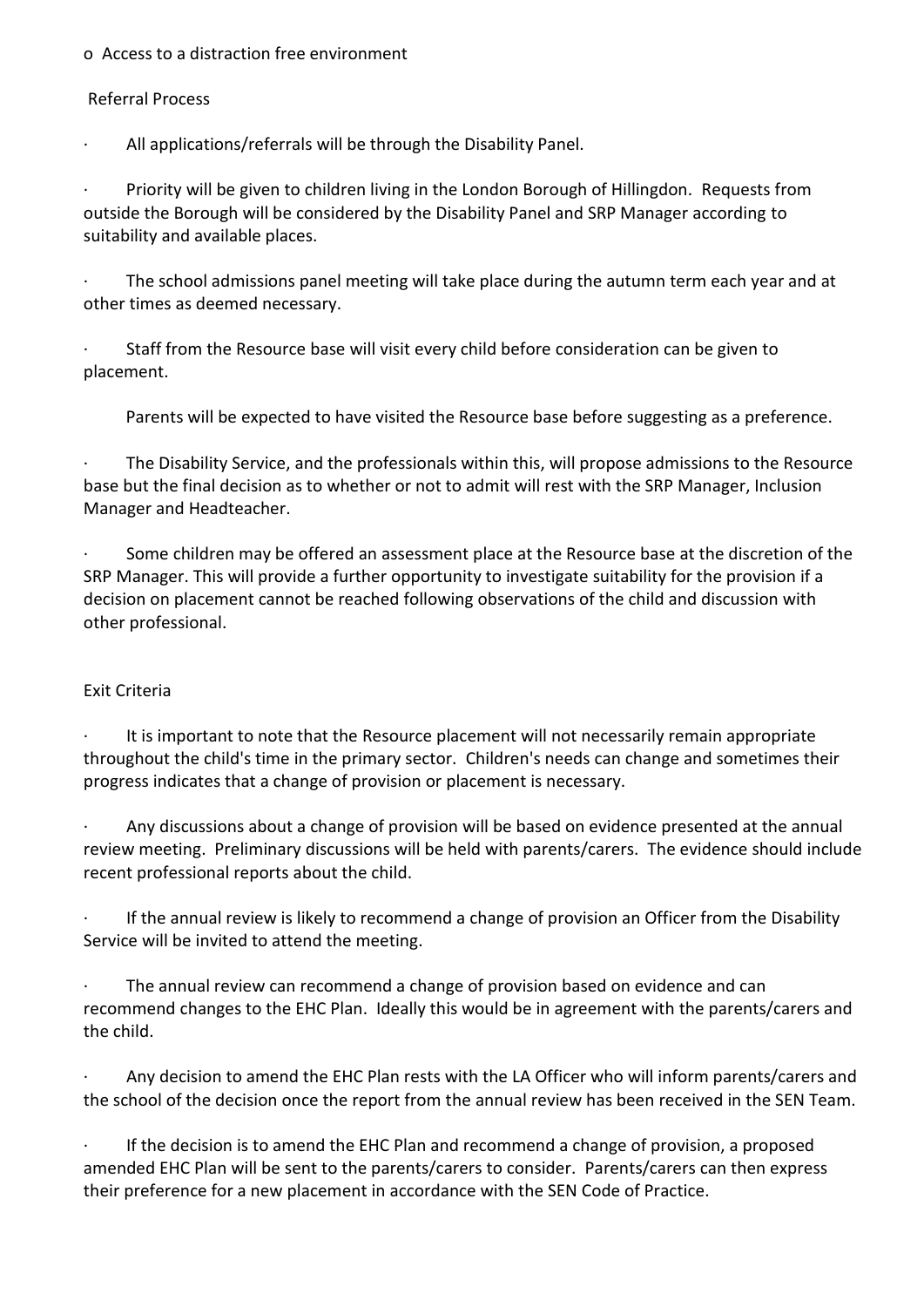- Access to a distraction free environment

## Referral Process

- All applications/referrals will be through the Disability Panel.
- Priority will be given to children living in the London Borough of Hillingdon. Requests from outside the Borough will be considered by the Disability Panel and SRP Manager according to suitability and available places.
- The school admissions panel meeting will take place during the autumn term each year and at other times as deemed necessary.
- Staff from the Resource base will visit every child before consideration can be given to placement.

  Parents will be expected to have visited the Resource base before suggesting as a preference.

- The Disability Service, and the professionals within this, will propose admissions to the Resource base but the final decision as to whether or not to admit will rest with the SRP Manager, Inclusion Manager and Headteacher.
- Some children may be offered an assessment place at the Resource base at the discretion of the SRP Manager. This will provide a further opportunity to investigate suitability for the provision if a decision on placement cannot be reached following observations of the child and discussion with other professional.

## Exit Criteria

- It is important to note that the Resource placement will not necessarily remain appropriate throughout the child's time in the primary sector. Children's needs can change and sometimes their progress indicates that a change of provision or placement is necessary.
- Any discussions about a change of provision will be based on evidence presented at the annual review meeting. Preliminary discussions will be held with parents/carers. The evidence should include recent professional reports about the child.
- If the annual review is likely to recommend a change of provision an Officer from the Disability Service will be invited to attend the meeting.
- The annual review can recommend a change of provision based on evidence and can recommend changes to the EHC Plan. Ideally this would be in agreement with the parents/carers and the child.
- Any decision to amend the EHC Plan rests with the LA Officer who will inform parents/carers and the school of the decision once the report from the annual review has been received in the SEN Team.
- If the decision is to amend the EHC Plan and recommend a change of provision, a proposed amended EHC Plan will be sent to the parents/carers to consider. Parents/carers can then express their preference for a new placement in accordance with the SEN Code of Practice.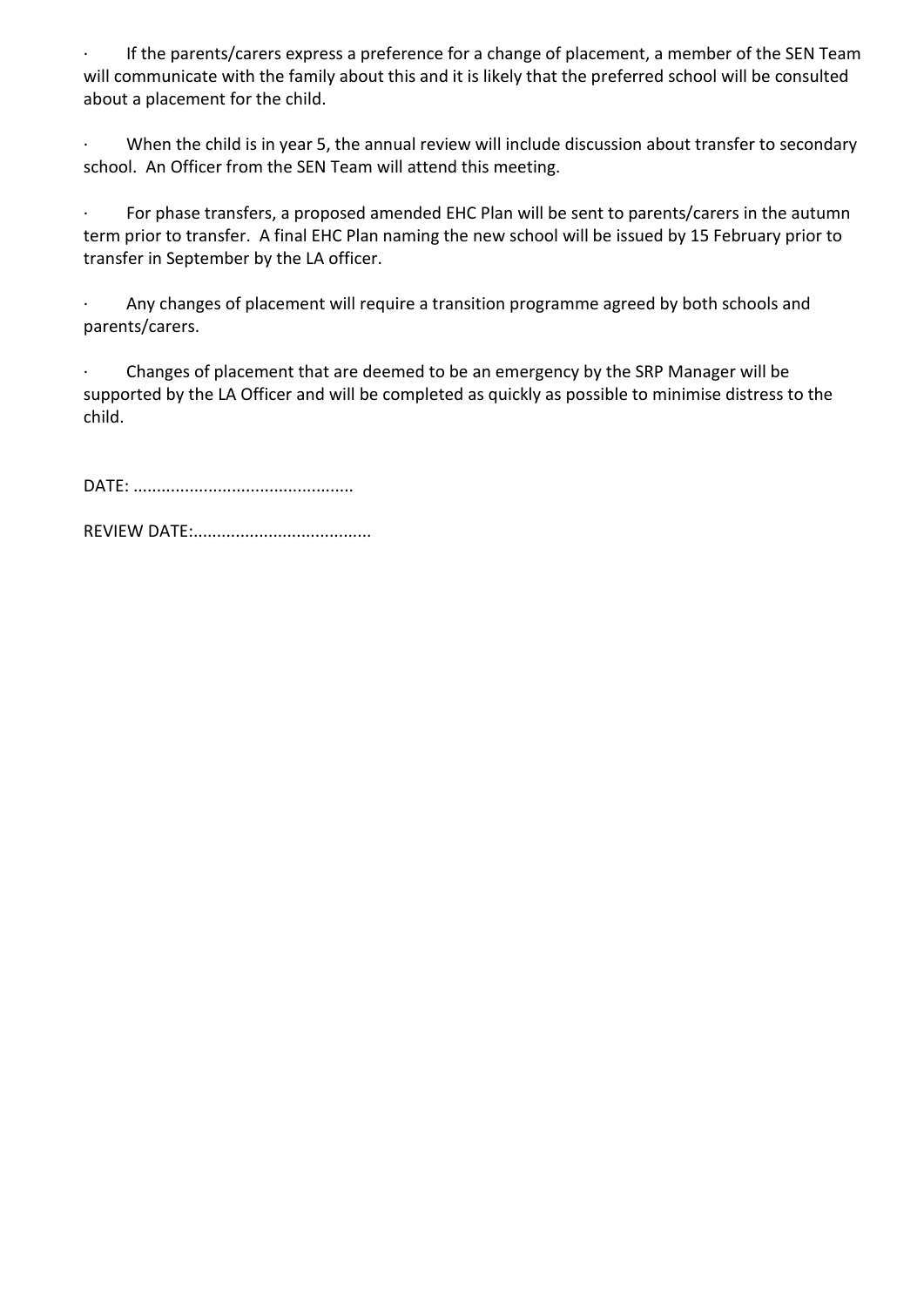- If the parents/carers express a preference for a change of placement, a member of the SEN Team will communicate with the family about this and it is likely that the preferred school will be consulted about a placement for the child.
- When the child is in year 5, the annual review will include discussion about transfer to secondary school. An Officer from the SEN Team will attend this meeting.
- For phase transfers, a proposed amended EHC Plan will be sent to parents/carers in the autumn term prior to transfer. A final EHC Plan naming the new school will be issued by 15 February prior to transfer in September by the LA officer.
- Any changes of placement will require a transition programme agreed by both schools and parents/carers.
- Changes of placement that are deemed to be an emergency by the SRP Manager will be supported by the LA Officer and will be completed as quickly as possible to minimise distress to the child.

DATE: ..............................................

REVIEW DATE:.....................................